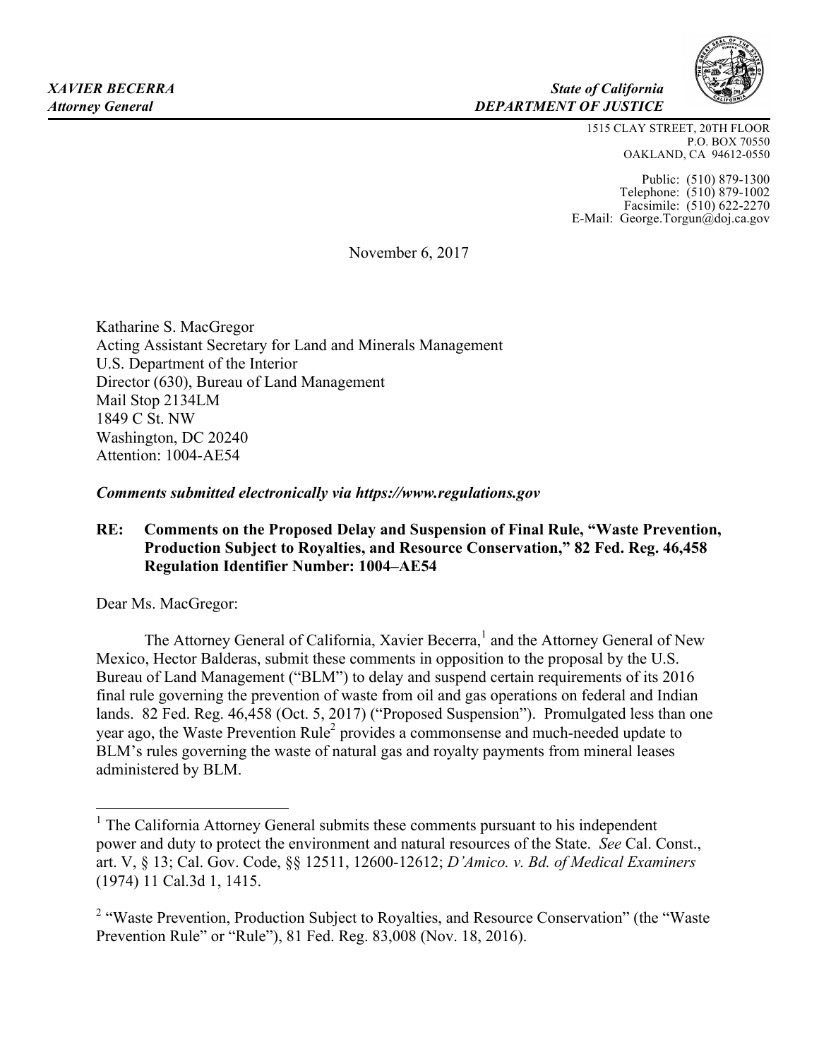*XAVIER BECERRA*
*Attorney General*

*State of California*
*DEPARTMENT OF JUSTICE*

1515 CLAY STREET, 20TH FLOOR
P.O. BOX 70550
OAKLAND, CA 94612-0550

Public: (510) 879-1300
Telephone: (510) 879-1002
Facsimile: (510) 622-2270
E-Mail: George.Torgun@doj.ca.gov

November 6, 2017

Katharine S. MacGregor
Acting Assistant Secretary for Land and Minerals Management
U.S. Department of the Interior
Director (630), Bureau of Land Management
Mail Stop 2134LM
1849 C St. NW
Washington, DC 20240
Attention: 1004-AE54

***Comments submitted electronically via https://www.regulations.gov***

**RE: Comments on the Proposed Delay and Suspension of Final Rule, "Waste Prevention, Production Subject to Royalties, and Resource Conservation," 82 Fed. Reg. 46,458 Regulation Identifier Number: 1004–AE54**

Dear Ms. MacGregor:

The Attorney General of California, Xavier Becerra,[1] and the Attorney General of New Mexico, Hector Balderas, submit these comments in opposition to the proposal by the U.S. Bureau of Land Management ("BLM") to delay and suspend certain requirements of its 2016 final rule governing the prevention of waste from oil and gas operations on federal and Indian lands. 82 Fed. Reg. 46,458 (Oct. 5, 2017) ("Proposed Suspension"). Promulgated less than one year ago, the Waste Prevention Rule[2] provides a commonsense and much-needed update to BLM's rules governing the waste of natural gas and royalty payments from mineral leases administered by BLM.

---

[1] The California Attorney General submits these comments pursuant to his independent power and duty to protect the environment and natural resources of the State. *See* Cal. Const., art. V, § 13; Cal. Gov. Code, §§ 12511, 12600-12612; *D'Amico. v. Bd. of Medical Examiners* (1974) 11 Cal.3d 1, 1415.

[2] "Waste Prevention, Production Subject to Royalties, and Resource Conservation" (the "Waste Prevention Rule" or "Rule"), 81 Fed. Reg. 83,008 (Nov. 18, 2016).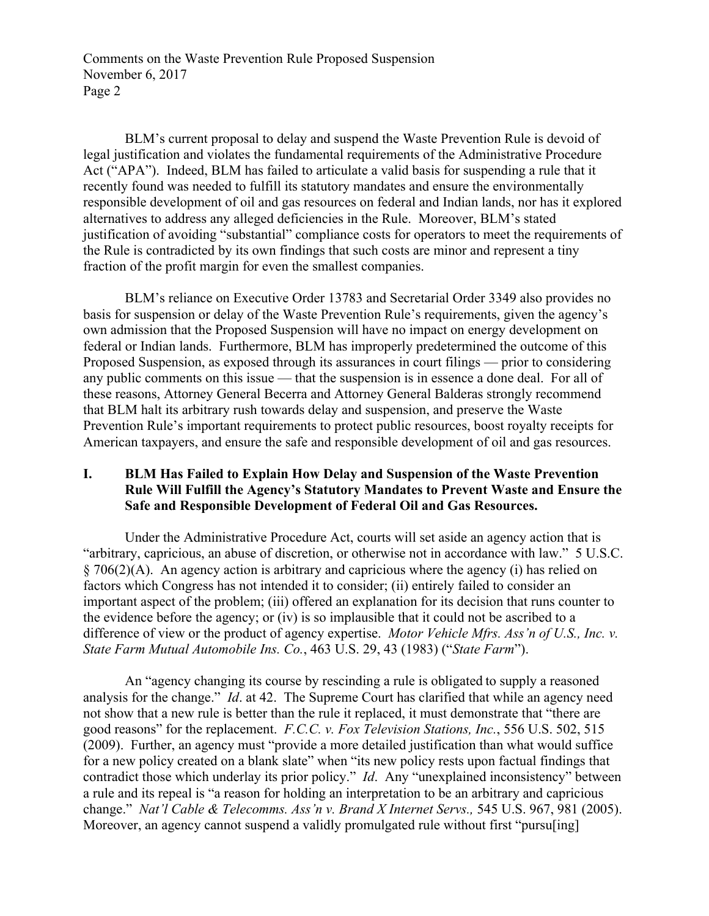BLM's current proposal to delay and suspend the Waste Prevention Rule is devoid of legal justification and violates the fundamental requirements of the Administrative Procedure Act ("APA"). Indeed, BLM has failed to articulate a valid basis for suspending a rule that it recently found was needed to fulfill its statutory mandates and ensure the environmentally responsible development of oil and gas resources on federal and Indian lands, nor has it explored alternatives to address any alleged deficiencies in the Rule. Moreover, BLM's stated justification of avoiding "substantial" compliance costs for operators to meet the requirements of the Rule is contradicted by its own findings that such costs are minor and represent a tiny fraction of the profit margin for even the smallest companies.

BLM's reliance on Executive Order 13783 and Secretarial Order 3349 also provides no basis for suspension or delay of the Waste Prevention Rule's requirements, given the agency's own admission that the Proposed Suspension will have no impact on energy development on federal or Indian lands. Furthermore, BLM has improperly predetermined the outcome of this Proposed Suspension, as exposed through its assurances in court filings — prior to considering any public comments on this issue — that the suspension is in essence a done deal. For all of these reasons, Attorney General Becerra and Attorney General Balderas strongly recommend that BLM halt its arbitrary rush towards delay and suspension, and preserve the Waste Prevention Rule's important requirements to protect public resources, boost royalty receipts for American taxpayers, and ensure the safe and responsible development of oil and gas resources.

## I. BLM Has Failed to Explain How Delay and Suspension of the Waste Prevention Rule Will Fulfill the Agency's Statutory Mandates to Prevent Waste and Ensure the Safe and Responsible Development of Federal Oil and Gas Resources.

Under the Administrative Procedure Act, courts will set aside an agency action that is "arbitrary, capricious, an abuse of discretion, or otherwise not in accordance with law." 5 U.S.C. § 706(2)(A). An agency action is arbitrary and capricious where the agency (i) has relied on factors which Congress has not intended it to consider; (ii) entirely failed to consider an important aspect of the problem; (iii) offered an explanation for its decision that runs counter to the evidence before the agency; or (iv) is so implausible that it could not be ascribed to a difference of view or the product of agency expertise. *Motor Vehicle Mfrs. Ass'n of U.S., Inc. v. State Farm Mutual Automobile Ins. Co.*, 463 U.S. 29, 43 (1983) ("*State Farm*").

An "agency changing its course by rescinding a rule is obligated to supply a reasoned analysis for the change." *Id*. at 42. The Supreme Court has clarified that while an agency need not show that a new rule is better than the rule it replaced, it must demonstrate that "there are good reasons" for the replacement. *F.C.C. v. Fox Television Stations, Inc.*, 556 U.S. 502, 515 (2009). Further, an agency must "provide a more detailed justification than what would suffice for a new policy created on a blank slate" when "its new policy rests upon factual findings that contradict those which underlay its prior policy." *Id*. Any "unexplained inconsistency" between a rule and its repeal is "a reason for holding an interpretation to be an arbitrary and capricious change." *Nat'l Cable & Telecomms. Ass'n v. Brand X Internet Servs.,* 545 U.S. 967, 981 (2005). Moreover, an agency cannot suspend a validly promulgated rule without first "pursu[ing]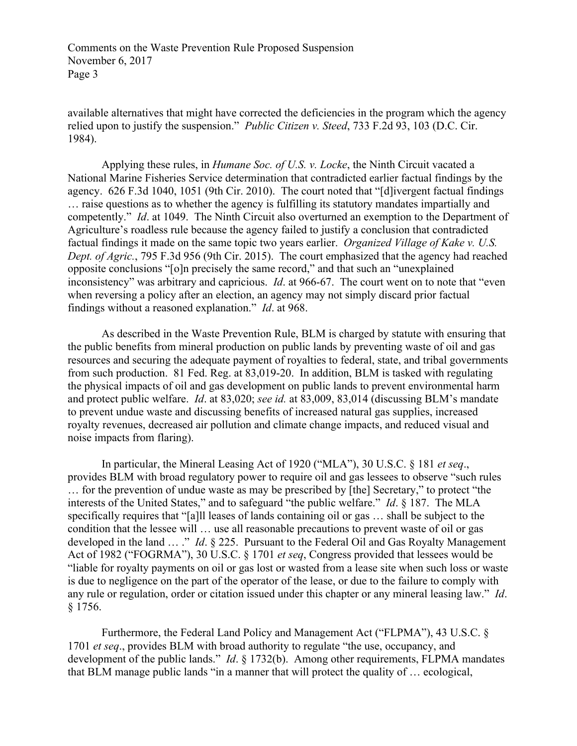available alternatives that might have corrected the deficiencies in the program which the agency relied upon to justify the suspension." *Public Citizen v. Steed*, 733 F.2d 93, 103 (D.C. Cir. 1984).

Applying these rules, in *Humane Soc. of U.S. v. Locke*, the Ninth Circuit vacated a National Marine Fisheries Service determination that contradicted earlier factual findings by the agency. 626 F.3d 1040, 1051 (9th Cir. 2010). The court noted that "[d]ivergent factual findings … raise questions as to whether the agency is fulfilling its statutory mandates impartially and competently." *Id*. at 1049. The Ninth Circuit also overturned an exemption to the Department of Agriculture's roadless rule because the agency failed to justify a conclusion that contradicted factual findings it made on the same topic two years earlier. *Organized Village of Kake v. U.S. Dept. of Agric.*, 795 F.3d 956 (9th Cir. 2015). The court emphasized that the agency had reached opposite conclusions "[o]n precisely the same record," and that such an "unexplained inconsistency" was arbitrary and capricious. *Id*. at 966-67. The court went on to note that "even when reversing a policy after an election, an agency may not simply discard prior factual findings without a reasoned explanation." *Id*. at 968.

As described in the Waste Prevention Rule, BLM is charged by statute with ensuring that the public benefits from mineral production on public lands by preventing waste of oil and gas resources and securing the adequate payment of royalties to federal, state, and tribal governments from such production. 81 Fed. Reg. at 83,019-20. In addition, BLM is tasked with regulating the physical impacts of oil and gas development on public lands to prevent environmental harm and protect public welfare. *Id*. at 83,020; *see id.* at 83,009, 83,014 (discussing BLM's mandate to prevent undue waste and discussing benefits of increased natural gas supplies, increased royalty revenues, decreased air pollution and climate change impacts, and reduced visual and noise impacts from flaring).

In particular, the Mineral Leasing Act of 1920 ("MLA"), 30 U.S.C. § 181 *et seq*., provides BLM with broad regulatory power to require oil and gas lessees to observe "such rules … for the prevention of undue waste as may be prescribed by [the] Secretary," to protect "the interests of the United States," and to safeguard "the public welfare." *Id*. § 187. The MLA specifically requires that "[a]ll leases of lands containing oil or gas … shall be subject to the condition that the lessee will … use all reasonable precautions to prevent waste of oil or gas developed in the land … ." *Id*. § 225. Pursuant to the Federal Oil and Gas Royalty Management Act of 1982 ("FOGRMA"), 30 U.S.C. § 1701 *et seq*, Congress provided that lessees would be "liable for royalty payments on oil or gas lost or wasted from a lease site when such loss or waste is due to negligence on the part of the operator of the lease, or due to the failure to comply with any rule or regulation, order or citation issued under this chapter or any mineral leasing law." *Id*. § 1756.

Furthermore, the Federal Land Policy and Management Act ("FLPMA"), 43 U.S.C. § 1701 *et seq*., provides BLM with broad authority to regulate "the use, occupancy, and development of the public lands." *Id*. § 1732(b). Among other requirements, FLPMA mandates that BLM manage public lands "in a manner that will protect the quality of … ecological,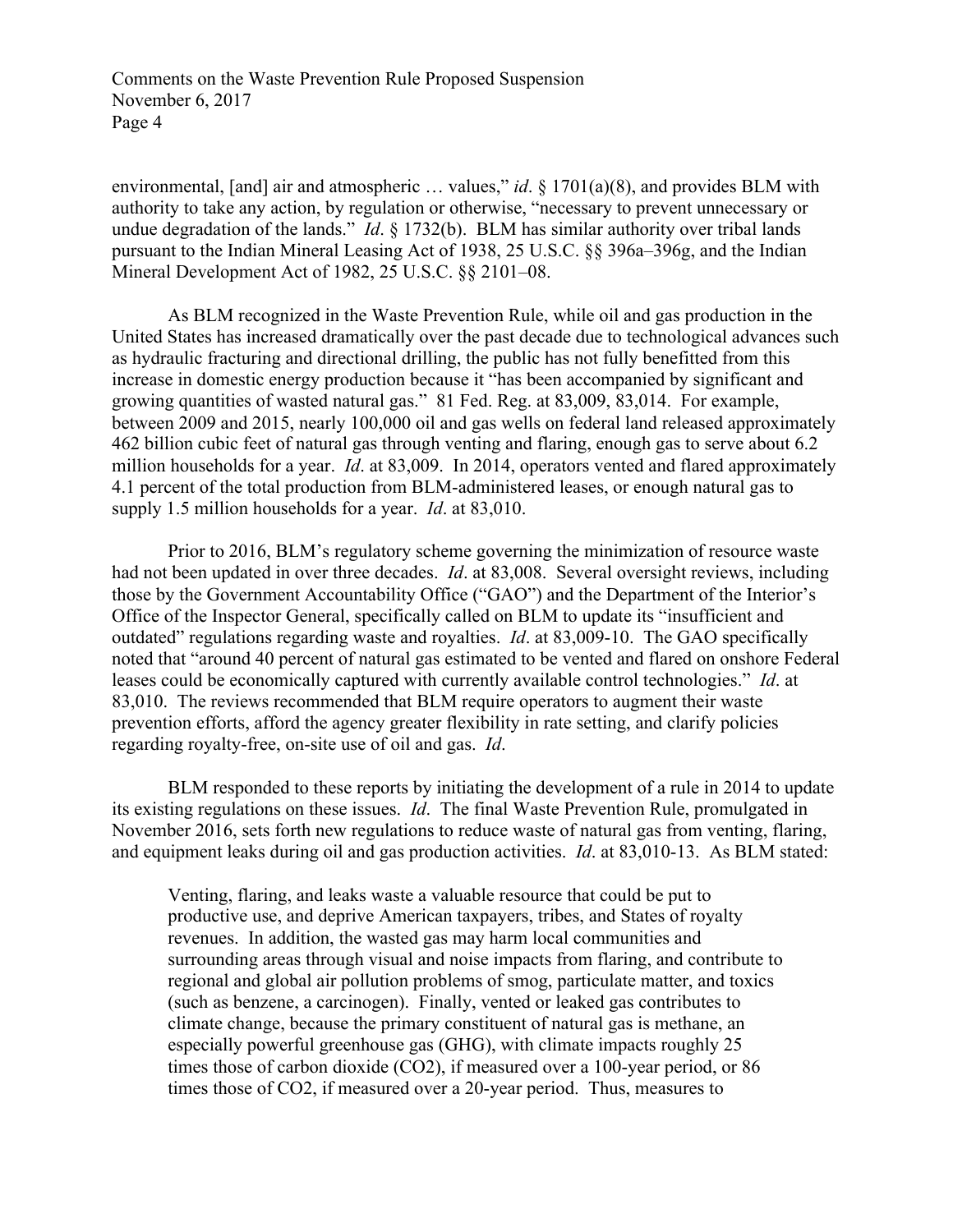environmental, [and] air and atmospheric … values," *id*. § 1701(a)(8), and provides BLM with authority to take any action, by regulation or otherwise, "necessary to prevent unnecessary or undue degradation of the lands." *Id*. § 1732(b). BLM has similar authority over tribal lands pursuant to the Indian Mineral Leasing Act of 1938, 25 U.S.C. §§ 396a–396g, and the Indian Mineral Development Act of 1982, 25 U.S.C. §§ 2101–08.

As BLM recognized in the Waste Prevention Rule, while oil and gas production in the United States has increased dramatically over the past decade due to technological advances such as hydraulic fracturing and directional drilling, the public has not fully benefitted from this increase in domestic energy production because it "has been accompanied by significant and growing quantities of wasted natural gas." 81 Fed. Reg. at 83,009, 83,014. For example, between 2009 and 2015, nearly 100,000 oil and gas wells on federal land released approximately 462 billion cubic feet of natural gas through venting and flaring, enough gas to serve about 6.2 million households for a year. *Id*. at 83,009. In 2014, operators vented and flared approximately 4.1 percent of the total production from BLM-administered leases, or enough natural gas to supply 1.5 million households for a year. *Id*. at 83,010.

Prior to 2016, BLM's regulatory scheme governing the minimization of resource waste had not been updated in over three decades. *Id*. at 83,008. Several oversight reviews, including those by the Government Accountability Office ("GAO") and the Department of the Interior's Office of the Inspector General, specifically called on BLM to update its "insufficient and outdated" regulations regarding waste and royalties. *Id*. at 83,009-10. The GAO specifically noted that "around 40 percent of natural gas estimated to be vented and flared on onshore Federal leases could be economically captured with currently available control technologies." *Id*. at 83,010. The reviews recommended that BLM require operators to augment their waste prevention efforts, afford the agency greater flexibility in rate setting, and clarify policies regarding royalty-free, on-site use of oil and gas. *Id*.

BLM responded to these reports by initiating the development of a rule in 2014 to update its existing regulations on these issues. *Id*. The final Waste Prevention Rule, promulgated in November 2016, sets forth new regulations to reduce waste of natural gas from venting, flaring, and equipment leaks during oil and gas production activities. *Id*. at 83,010-13. As BLM stated:

> Venting, flaring, and leaks waste a valuable resource that could be put to productive use, and deprive American taxpayers, tribes, and States of royalty revenues. In addition, the wasted gas may harm local communities and surrounding areas through visual and noise impacts from flaring, and contribute to regional and global air pollution problems of smog, particulate matter, and toxics (such as benzene, a carcinogen). Finally, vented or leaked gas contributes to climate change, because the primary constituent of natural gas is methane, an especially powerful greenhouse gas (GHG), with climate impacts roughly 25 times those of carbon dioxide ($CO_2$), if measured over a 100-year period, or 86 times those of $CO_2$, if measured over a 20-year period. Thus, measures to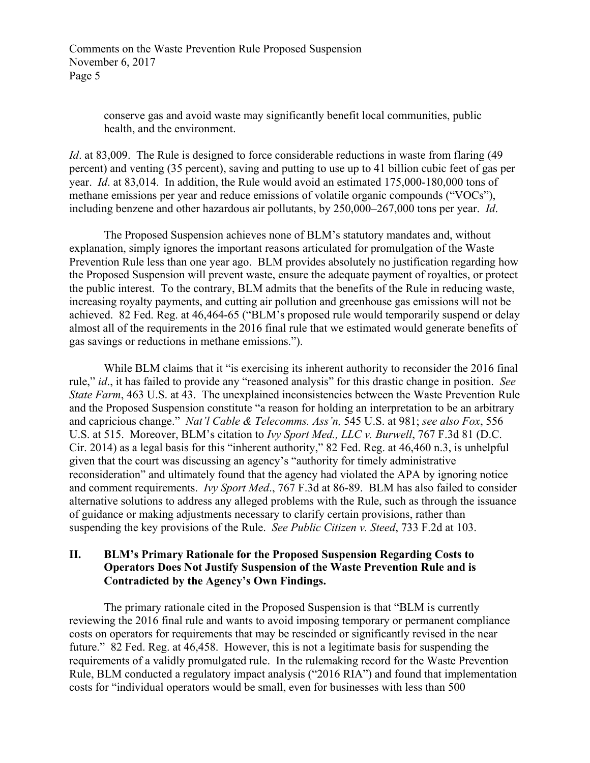> conserve gas and avoid waste may significantly benefit local communities, public health, and the environment.

*Id*. at 83,009. The Rule is designed to force considerable reductions in waste from flaring (49 percent) and venting (35 percent), saving and putting to use up to 41 billion cubic feet of gas per year. *Id*. at 83,014. In addition, the Rule would avoid an estimated 175,000-180,000 tons of methane emissions per year and reduce emissions of volatile organic compounds ("VOCs"), including benzene and other hazardous air pollutants, by 250,000–267,000 tons per year. *Id*.

The Proposed Suspension achieves none of BLM's statutory mandates and, without explanation, simply ignores the important reasons articulated for promulgation of the Waste Prevention Rule less than one year ago. BLM provides absolutely no justification regarding how the Proposed Suspension will prevent waste, ensure the adequate payment of royalties, or protect the public interest. To the contrary, BLM admits that the benefits of the Rule in reducing waste, increasing royalty payments, and cutting air pollution and greenhouse gas emissions will not be achieved. 82 Fed. Reg. at 46,464-65 ("BLM's proposed rule would temporarily suspend or delay almost all of the requirements in the 2016 final rule that we estimated would generate benefits of gas savings or reductions in methane emissions.").

While BLM claims that it "is exercising its inherent authority to reconsider the 2016 final rule," *id*., it has failed to provide any "reasoned analysis" for this drastic change in position. *See State Farm*, 463 U.S. at 43. The unexplained inconsistencies between the Waste Prevention Rule and the Proposed Suspension constitute "a reason for holding an interpretation to be an arbitrary and capricious change." *Nat'l Cable & Telecomms. Ass'n,* 545 U.S. at 981; *see also Fox*, 556 U.S. at 515. Moreover, BLM's citation to *Ivy Sport Med., LLC v. Burwell*, 767 F.3d 81 (D.C. Cir. 2014) as a legal basis for this "inherent authority," 82 Fed. Reg. at 46,460 n.3, is unhelpful given that the court was discussing an agency's "authority for timely administrative reconsideration" and ultimately found that the agency had violated the APA by ignoring notice and comment requirements. *Ivy Sport Med*., 767 F.3d at 86-89. BLM has also failed to consider alternative solutions to address any alleged problems with the Rule, such as through the issuance of guidance or making adjustments necessary to clarify certain provisions, rather than suspending the key provisions of the Rule. *See Public Citizen v. Steed*, 733 F.2d at 103.

## II. BLM's Primary Rationale for the Proposed Suspension Regarding Costs to Operators Does Not Justify Suspension of the Waste Prevention Rule and is Contradicted by the Agency's Own Findings.

The primary rationale cited in the Proposed Suspension is that "BLM is currently reviewing the 2016 final rule and wants to avoid imposing temporary or permanent compliance costs on operators for requirements that may be rescinded or significantly revised in the near future." 82 Fed. Reg. at 46,458. However, this is not a legitimate basis for suspending the requirements of a validly promulgated rule. In the rulemaking record for the Waste Prevention Rule, BLM conducted a regulatory impact analysis ("2016 RIA") and found that implementation costs for "individual operators would be small, even for businesses with less than 500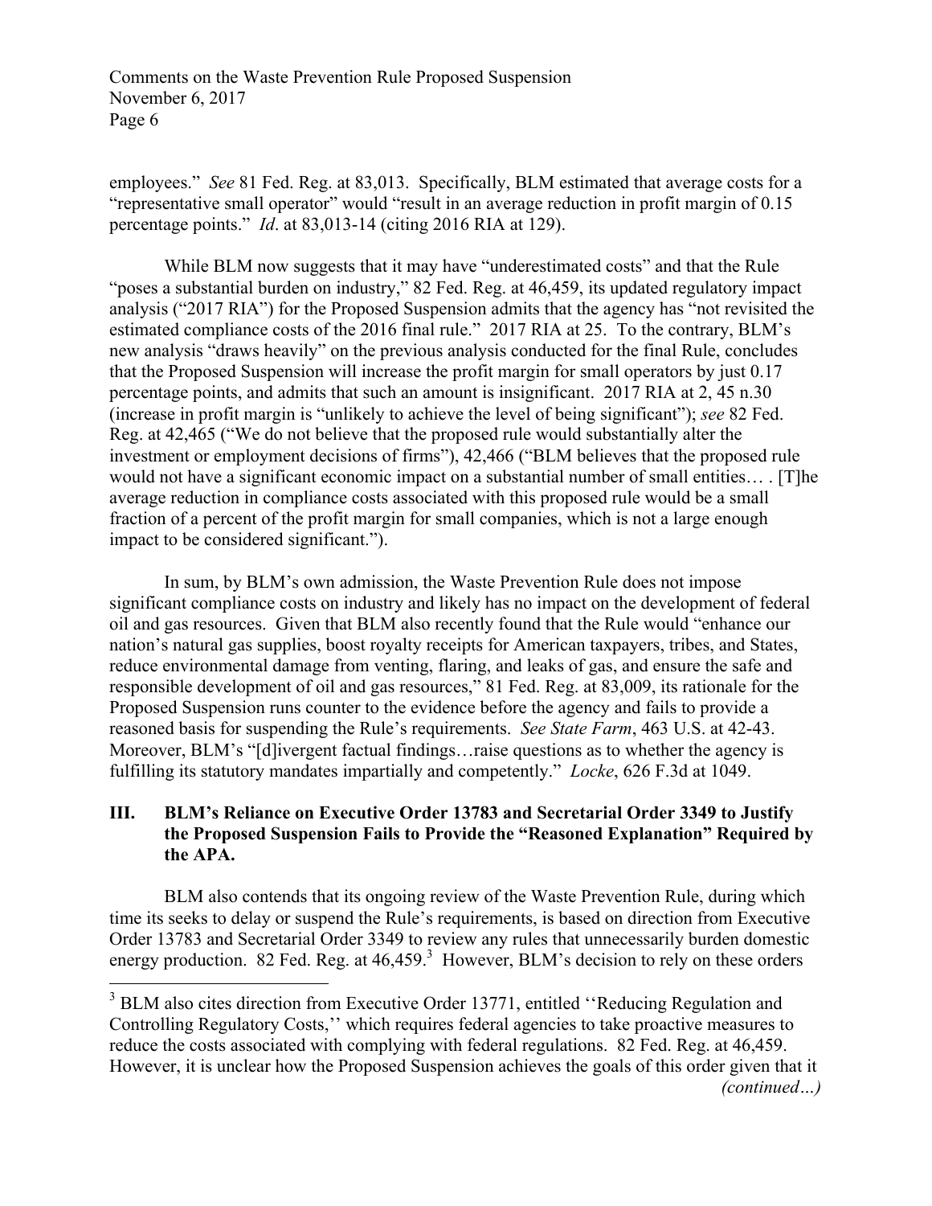employees." *See* 81 Fed. Reg. at 83,013. Specifically, BLM estimated that average costs for a "representative small operator" would "result in an average reduction in profit margin of 0.15 percentage points." *Id*. at 83,013-14 (citing 2016 RIA at 129).

While BLM now suggests that it may have "underestimated costs" and that the Rule "poses a substantial burden on industry," 82 Fed. Reg. at 46,459, its updated regulatory impact analysis ("2017 RIA") for the Proposed Suspension admits that the agency has "not revisited the estimated compliance costs of the 2016 final rule." 2017 RIA at 25. To the contrary, BLM's new analysis "draws heavily" on the previous analysis conducted for the final Rule, concludes that the Proposed Suspension will increase the profit margin for small operators by just 0.17 percentage points, and admits that such an amount is insignificant. 2017 RIA at 2, 45 n.30 (increase in profit margin is "unlikely to achieve the level of being significant"); *see* 82 Fed. Reg. at 42,465 ("We do not believe that the proposed rule would substantially alter the investment or employment decisions of firms"), 42,466 ("BLM believes that the proposed rule would not have a significant economic impact on a substantial number of small entities… . [T]he average reduction in compliance costs associated with this proposed rule would be a small fraction of a percent of the profit margin for small companies, which is not a large enough impact to be considered significant.").

In sum, by BLM's own admission, the Waste Prevention Rule does not impose significant compliance costs on industry and likely has no impact on the development of federal oil and gas resources. Given that BLM also recently found that the Rule would "enhance our nation's natural gas supplies, boost royalty receipts for American taxpayers, tribes, and States, reduce environmental damage from venting, flaring, and leaks of gas, and ensure the safe and responsible development of oil and gas resources," 81 Fed. Reg. at 83,009, its rationale for the Proposed Suspension runs counter to the evidence before the agency and fails to provide a reasoned basis for suspending the Rule's requirements. *See State Farm*, 463 U.S. at 42-43. Moreover, BLM's "[d]ivergent factual findings…raise questions as to whether the agency is fulfilling its statutory mandates impartially and competently." *Locke*, 626 F.3d at 1049.

## III. BLM's Reliance on Executive Order 13783 and Secretarial Order 3349 to Justify the Proposed Suspension Fails to Provide the "Reasoned Explanation" Required by the APA.

BLM also contends that its ongoing review of the Waste Prevention Rule, during which time its seeks to delay or suspend the Rule's requirements, is based on direction from Executive Order 13783 and Secretarial Order 3349 to review any rules that unnecessarily burden domestic energy production. 82 Fed. Reg. at 46,459.[3] However, BLM's decision to rely on these orders

---

[3] BLM also cites direction from Executive Order 13771, entitled ''Reducing Regulation and Controlling Regulatory Costs,'' which requires federal agencies to take proactive measures to reduce the costs associated with complying with federal regulations. 82 Fed. Reg. at 46,459. However, it is unclear how the Proposed Suspension achieves the goals of this order given that it *(continued…)*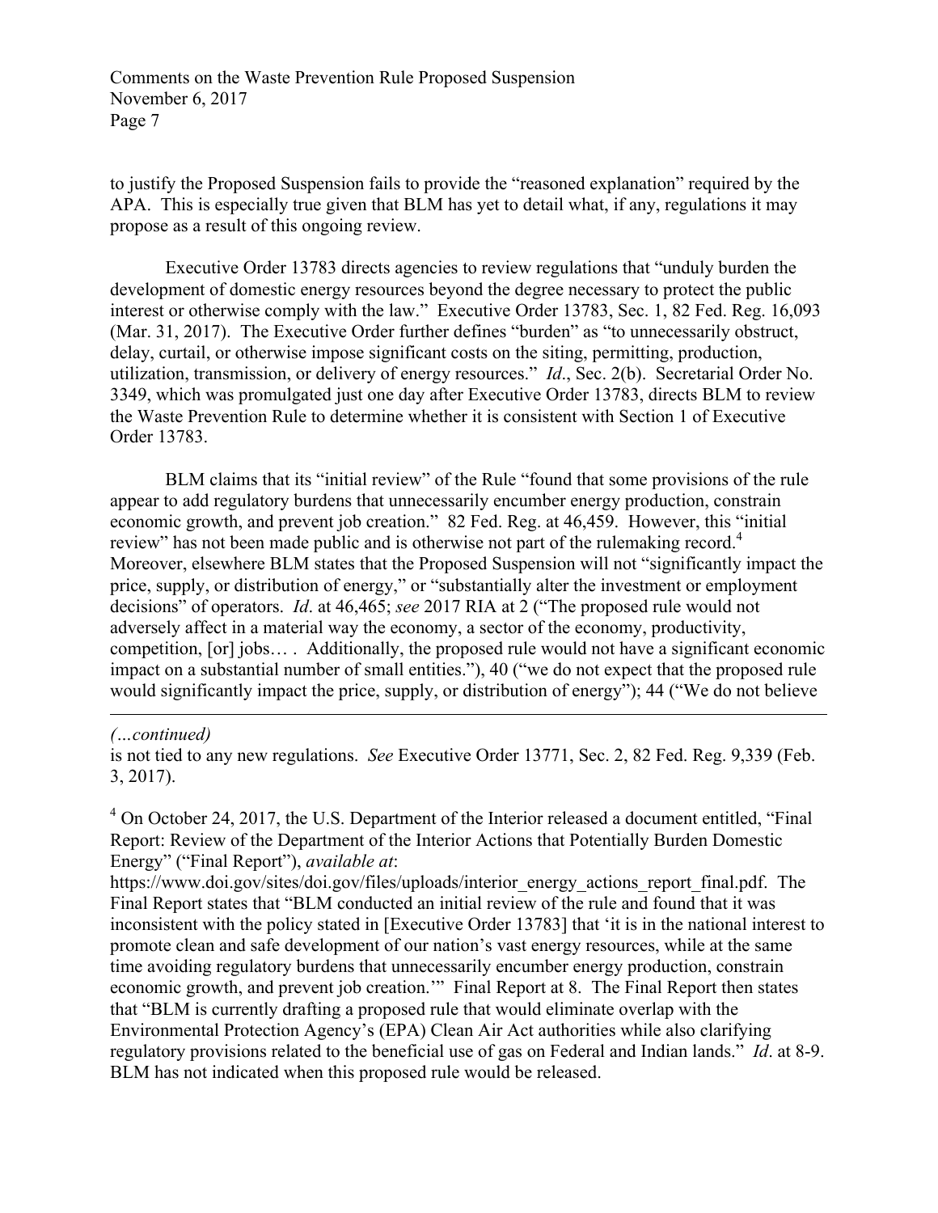to justify the Proposed Suspension fails to provide the "reasoned explanation" required by the APA. This is especially true given that BLM has yet to detail what, if any, regulations it may propose as a result of this ongoing review.

Executive Order 13783 directs agencies to review regulations that "unduly burden the development of domestic energy resources beyond the degree necessary to protect the public interest or otherwise comply with the law." Executive Order 13783, Sec. 1, 82 Fed. Reg. 16,093 (Mar. 31, 2017). The Executive Order further defines "burden" as "to unnecessarily obstruct, delay, curtail, or otherwise impose significant costs on the siting, permitting, production, utilization, transmission, or delivery of energy resources." *Id*., Sec. 2(b). Secretarial Order No. 3349, which was promulgated just one day after Executive Order 13783, directs BLM to review the Waste Prevention Rule to determine whether it is consistent with Section 1 of Executive Order 13783.

BLM claims that its "initial review" of the Rule "found that some provisions of the rule appear to add regulatory burdens that unnecessarily encumber energy production, constrain economic growth, and prevent job creation." 82 Fed. Reg. at 46,459. However, this "initial review" has not been made public and is otherwise not part of the rulemaking record.[4] Moreover, elsewhere BLM states that the Proposed Suspension will not "significantly impact the price, supply, or distribution of energy," or "substantially alter the investment or employment decisions" of operators. *Id*. at 46,465; *see* 2017 RIA at 2 ("The proposed rule would not adversely affect in a material way the economy, a sector of the economy, productivity, competition, [or] jobs… . Additionally, the proposed rule would not have a significant economic impact on a substantial number of small entities."), 40 ("we do not expect that the proposed rule would significantly impact the price, supply, or distribution of energy"); 44 ("We do not believe

---

*(…continued)*
is not tied to any new regulations. *See* Executive Order 13771, Sec. 2, 82 Fed. Reg. 9,339 (Feb. 3, 2017).

[4] On October 24, 2017, the U.S. Department of the Interior released a document entitled, "Final Report: Review of the Department of the Interior Actions that Potentially Burden Domestic Energy" ("Final Report"), *available at*: https://www.doi.gov/sites/doi.gov/files/uploads/interior_energy_actions_report_final.pdf. The Final Report states that "BLM conducted an initial review of the rule and found that it was inconsistent with the policy stated in [Executive Order 13783] that 'it is in the national interest to promote clean and safe development of our nation's vast energy resources, while at the same time avoiding regulatory burdens that unnecessarily encumber energy production, constrain economic growth, and prevent job creation.'" Final Report at 8. The Final Report then states that "BLM is currently drafting a proposed rule that would eliminate overlap with the Environmental Protection Agency's (EPA) Clean Air Act authorities while also clarifying regulatory provisions related to the beneficial use of gas on Federal and Indian lands." *Id*. at 8-9. BLM has not indicated when this proposed rule would be released.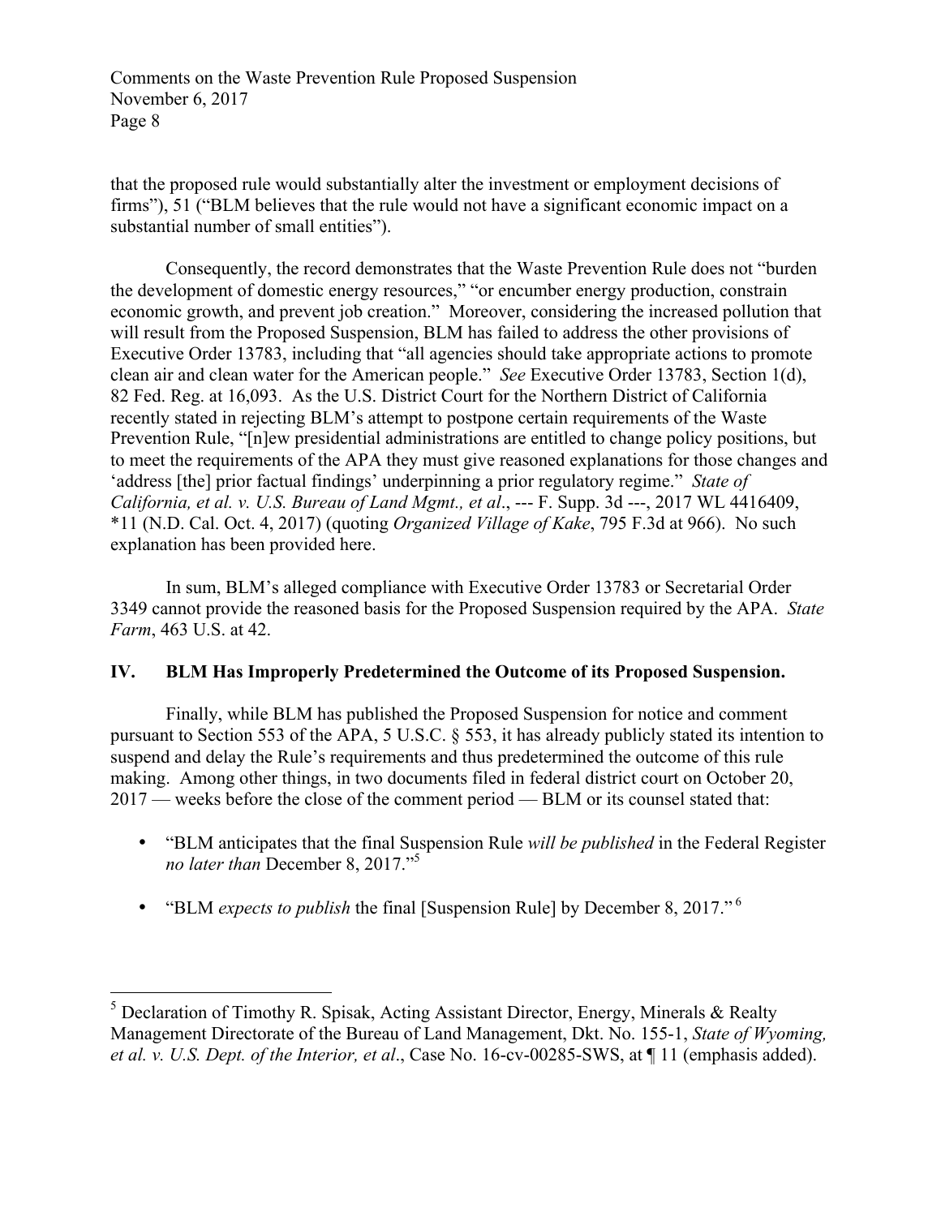that the proposed rule would substantially alter the investment or employment decisions of firms"), 51 ("BLM believes that the rule would not have a significant economic impact on a substantial number of small entities").

Consequently, the record demonstrates that the Waste Prevention Rule does not "burden the development of domestic energy resources," "or encumber energy production, constrain economic growth, and prevent job creation." Moreover, considering the increased pollution that will result from the Proposed Suspension, BLM has failed to address the other provisions of Executive Order 13783, including that "all agencies should take appropriate actions to promote clean air and clean water for the American people." *See* Executive Order 13783, Section 1(d), 82 Fed. Reg. at 16,093. As the U.S. District Court for the Northern District of California recently stated in rejecting BLM's attempt to postpone certain requirements of the Waste Prevention Rule, "[n]ew presidential administrations are entitled to change policy positions, but to meet the requirements of the APA they must give reasoned explanations for those changes and 'address [the] prior factual findings' underpinning a prior regulatory regime." *State of California, et al. v. U.S. Bureau of Land Mgmt., et al*., --- F. Supp. 3d ---, 2017 WL 4416409, *11 (N.D. Cal. Oct. 4, 2017) (quoting *Organized Village of Kake*, 795 F.3d at 966). No such explanation has been provided here.

In sum, BLM's alleged compliance with Executive Order 13783 or Secretarial Order 3349 cannot provide the reasoned basis for the Proposed Suspension required by the APA. *State Farm*, 463 U.S. at 42.

## IV. BLM Has Improperly Predetermined the Outcome of its Proposed Suspension.

Finally, while BLM has published the Proposed Suspension for notice and comment pursuant to Section 553 of the APA, 5 U.S.C. § 553, it has already publicly stated its intention to suspend and delay the Rule's requirements and thus predetermined the outcome of this rule making. Among other things, in two documents filed in federal district court on October 20, 2017 — weeks before the close of the comment period — BLM or its counsel stated that:

- "BLM anticipates that the final Suspension Rule *will be published* in the Federal Register *no later than* December 8, 2017."[5]
- "BLM *expects to publish* the final [Suspension Rule] by December 8, 2017."[6]

---

[5] Declaration of Timothy R. Spisak, Acting Assistant Director, Energy, Minerals & Realty Management Directorate of the Bureau of Land Management, Dkt. No. 155-1, *State of Wyoming, et al. v. U.S. Dept. of the Interior, et al*., Case No. 16-cv-00285-SWS, at ¶ 11 (emphasis added).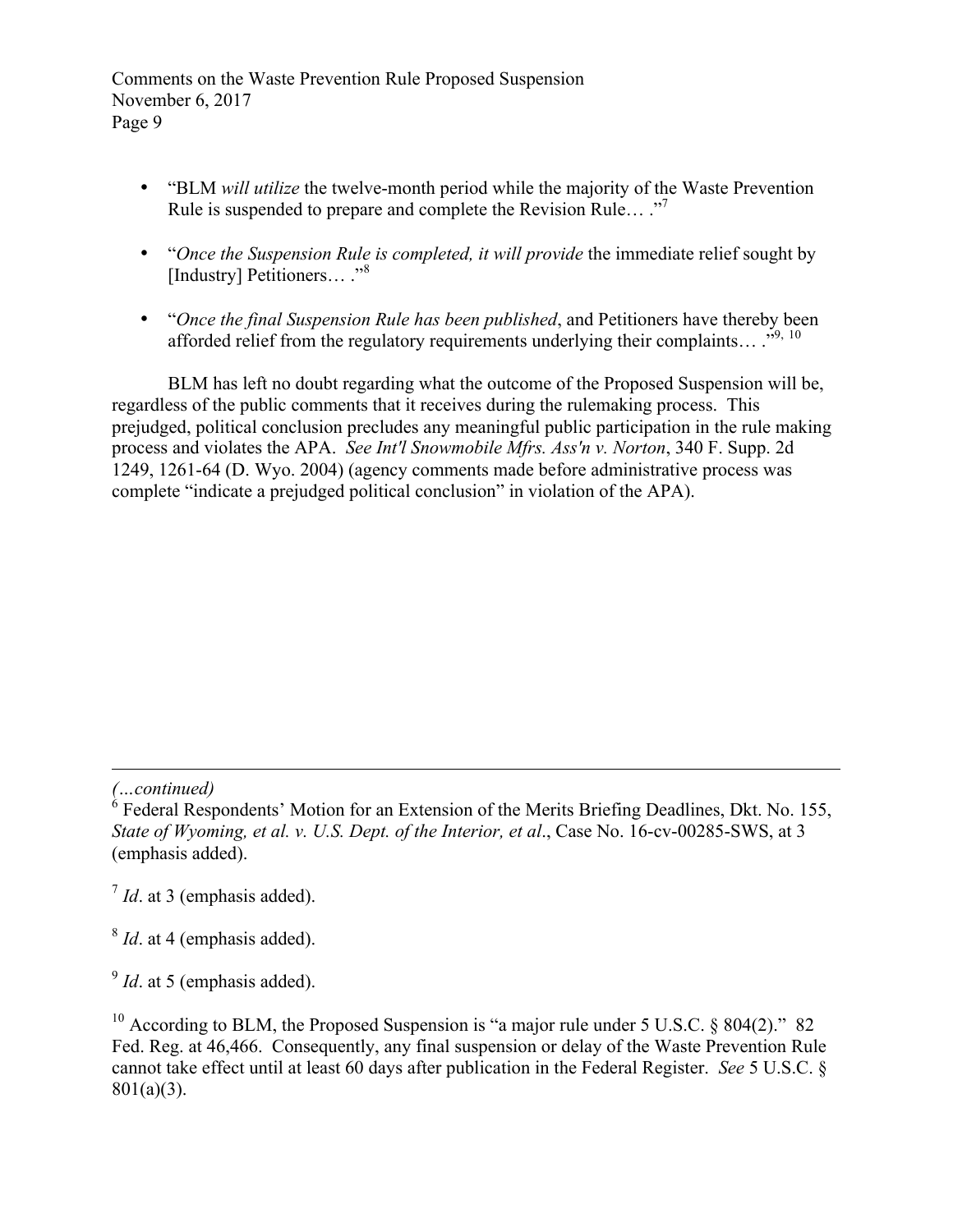- "BLM *will utilize* the twelve-month period while the majority of the Waste Prevention Rule is suspended to prepare and complete the Revision Rule… ."[7]

- "*Once the Suspension Rule is completed, it will provide* the immediate relief sought by [Industry] Petitioners… ."[8]

- "*Once the final Suspension Rule has been published*, and Petitioners have thereby been afforded relief from the regulatory requirements underlying their complaints… ."[9, 10]

BLM has left no doubt regarding what the outcome of the Proposed Suspension will be, regardless of the public comments that it receives during the rulemaking process. This prejudged, political conclusion precludes any meaningful public participation in the rule making process and violates the APA. *See Int'l Snowmobile Mfrs. Ass'n v. Norton*, 340 F. Supp. 2d 1249, 1261-64 (D. Wyo. 2004) (agency comments made before administrative process was complete "indicate a prejudged political conclusion" in violation of the APA).

---

*(…continued)*

[6] Federal Respondents' Motion for an Extension of the Merits Briefing Deadlines, Dkt. No. 155, *State of Wyoming, et al. v. U.S. Dept. of the Interior, et al*., Case No. 16-cv-00285-SWS, at 3 (emphasis added).

[7] *Id*. at 3 (emphasis added).

[8] *Id*. at 4 (emphasis added).

[9] *Id*. at 5 (emphasis added).

[10] According to BLM, the Proposed Suspension is "a major rule under 5 U.S.C. § 804(2)." 82 Fed. Reg. at 46,466. Consequently, any final suspension or delay of the Waste Prevention Rule cannot take effect until at least 60 days after publication in the Federal Register. *See* 5 U.S.C. § 801(a)(3).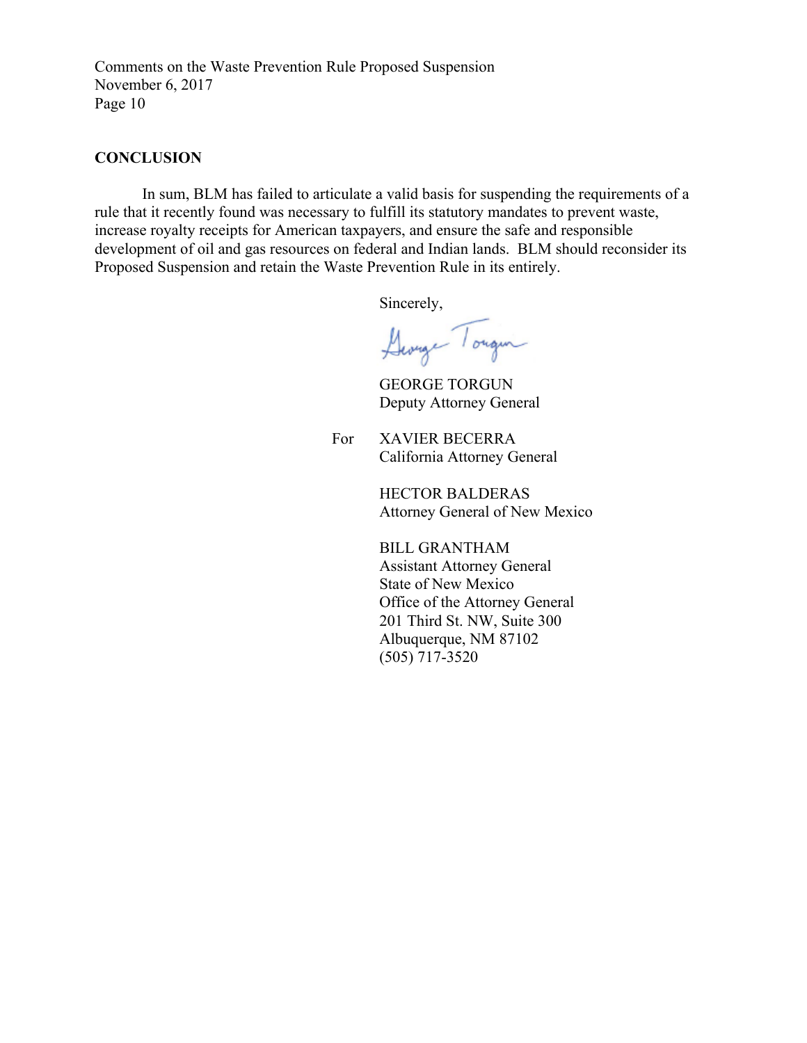## CONCLUSION

In sum, BLM has failed to articulate a valid basis for suspending the requirements of a rule that it recently found was necessary to fulfill its statutory mandates to prevent waste, increase royalty receipts for American taxpayers, and ensure the safe and responsible development of oil and gas resources on federal and Indian lands. BLM should reconsider its Proposed Suspension and retain the Waste Prevention Rule in its entirely.

Sincerely,

GEORGE TORGUN
Deputy Attorney General

For XAVIER BECERRA
California Attorney General

HECTOR BALDERAS
Attorney General of New Mexico

BILL GRANTHAM
Assistant Attorney General
State of New Mexico
Office of the Attorney General
201 Third St. NW, Suite 300
Albuquerque, NM 87102
(505) 717-3520